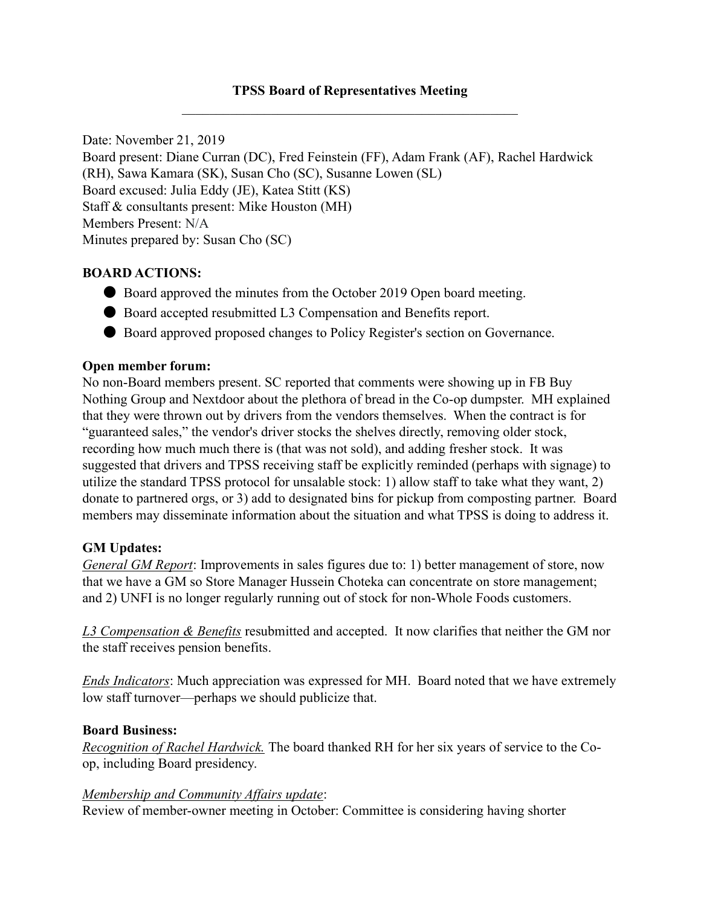# TPSS Board of Representatives Meeting

Date: November 21, 2019
Board present: Diane Curran (DC), Fred Feinstein (FF), Adam Frank (AF), Rachel Hardwick (RH), Sawa Kamara (SK), Susan Cho (SC), Susanne Lowen (SL)
Board excused: Julia Eddy (JE), Katea Stitt (KS)
Staff & consultants present: Mike Houston (MH)
Members Present: N/A
Minutes prepared by: Susan Cho (SC)

**BOARD ACTIONS:**

- Board approved the minutes from the October 2019 Open board meeting.
- Board accepted resubmitted L3 Compensation and Benefits report.
- Board approved proposed changes to Policy Register's section on Governance.

**Open member forum:**

No non-Board members present. SC reported that comments were showing up in FB Buy Nothing Group and Nextdoor about the plethora of bread in the Co-op dumpster. MH explained that they were thrown out by drivers from the vendors themselves. When the contract is for "guaranteed sales," the vendor's driver stocks the shelves directly, removing older stock, recording how much much there is (that was not sold), and adding fresher stock. It was suggested that drivers and TPSS receiving staff be explicitly reminded (perhaps with signage) to utilize the standard TPSS protocol for unsalable stock: 1) allow staff to take what they want, 2) donate to partnered orgs, or 3) add to designated bins for pickup from composting partner. Board members may disseminate information about the situation and what TPSS is doing to address it.

**GM Updates:**

*General GM Report*: Improvements in sales figures due to: 1) better management of store, now that we have a GM so Store Manager Hussein Choteka can concentrate on store management; and 2) UNFI is no longer regularly running out of stock for non-Whole Foods customers.

*L3 Compensation & Benefits* resubmitted and accepted. It now clarifies that neither the GM nor the staff receives pension benefits.

*Ends Indicators*: Much appreciation was expressed for MH. Board noted that we have extremely low staff turnover—perhaps we should publicize that.

**Board Business:**

*Recognition of Rachel Hardwick.* The board thanked RH for her six years of service to the Co-op, including Board presidency.

*Membership and Community Affairs update*:
Review of member-owner meeting in October: Committee is considering having shorter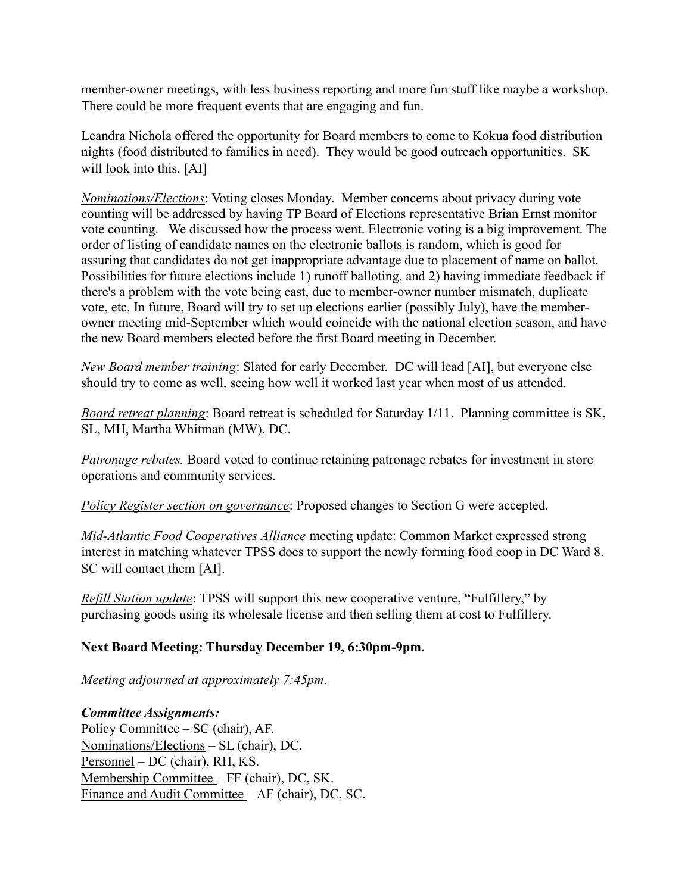member-owner meetings, with less business reporting and more fun stuff like maybe a workshop. There could be more frequent events that are engaging and fun.

Leandra Nichola offered the opportunity for Board members to come to Kokua food distribution nights (food distributed to families in need). They would be good outreach opportunities. SK will look into this. [AI]

*Nominations/Elections*: Voting closes Monday. Member concerns about privacy during vote counting will be addressed by having TP Board of Elections representative Brian Ernst monitor vote counting. We discussed how the process went. Electronic voting is a big improvement. The order of listing of candidate names on the electronic ballots is random, which is good for assuring that candidates do not get inappropriate advantage due to placement of name on ballot. Possibilities for future elections include 1) runoff balloting, and 2) having immediate feedback if there's a problem with the vote being cast, due to member-owner number mismatch, duplicate vote, etc. In future, Board will try to set up elections earlier (possibly July), have the member-owner meeting mid-September which would coincide with the national election season, and have the new Board members elected before the first Board meeting in December.

*New Board member training*: Slated for early December. DC will lead [AI], but everyone else should try to come as well, seeing how well it worked last year when most of us attended.

*Board retreat planning*: Board retreat is scheduled for Saturday 1/11. Planning committee is SK, SL, MH, Martha Whitman (MW), DC.

*Patronage rebates.* Board voted to continue retaining patronage rebates for investment in store operations and community services.

*Policy Register section on governance*: Proposed changes to Section G were accepted.

*Mid-Atlantic Food Cooperatives Alliance* meeting update: Common Market expressed strong interest in matching whatever TPSS does to support the newly forming food coop in DC Ward 8. SC will contact them [AI].

*Refill Station update*: TPSS will support this new cooperative venture, "Fulfillery," by purchasing goods using its wholesale license and then selling them at cost to Fulfillery.

**Next Board Meeting: Thursday December 19, 6:30pm-9pm.**

*Meeting adjourned at approximately 7:45pm.*

***Committee Assignments:***
Policy Committee – SC (chair), AF.
Nominations/Elections – SL (chair), DC.
Personnel – DC (chair), RH, KS.
Membership Committee – FF (chair), DC, SK.
Finance and Audit Committee – AF (chair), DC, SC.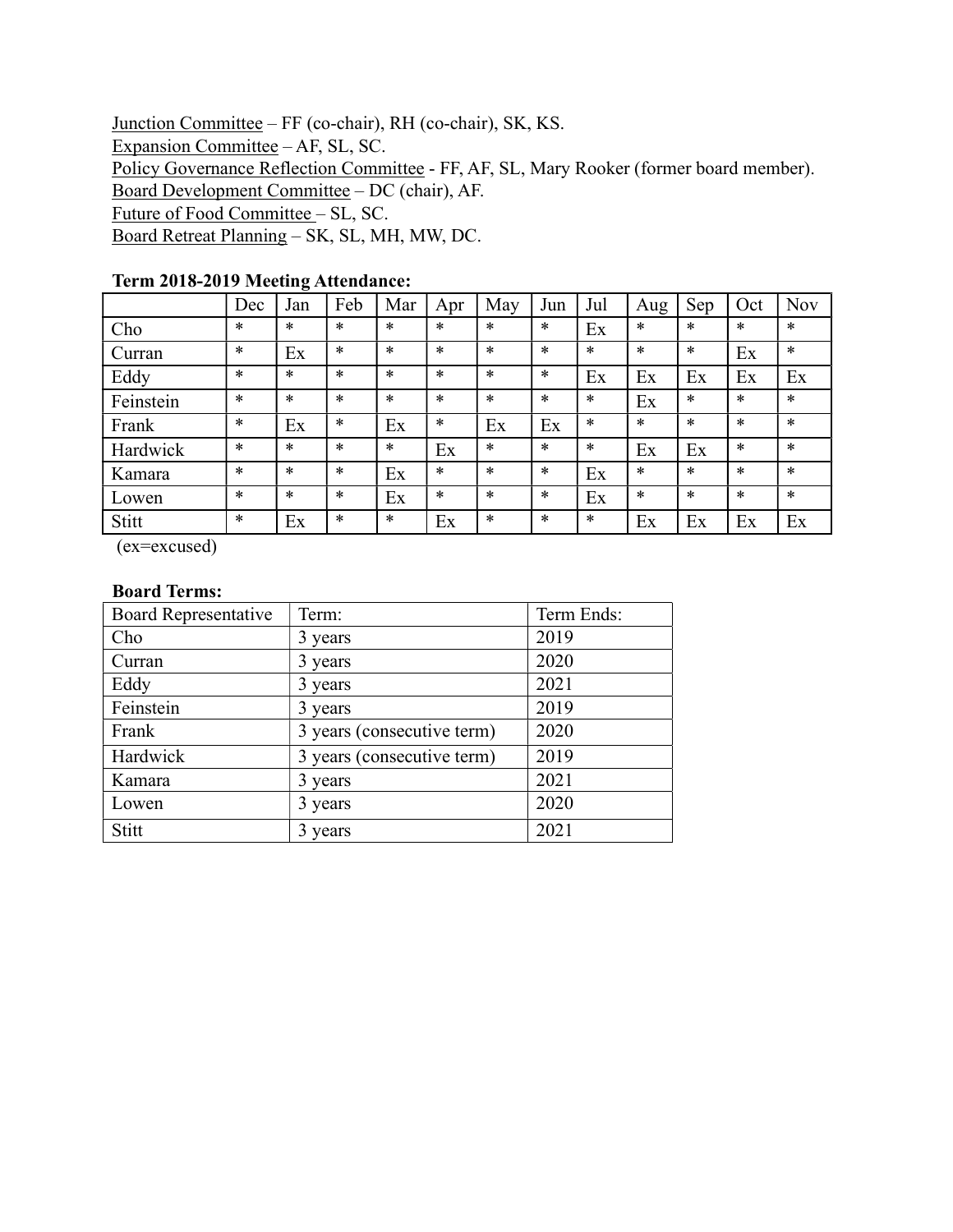<u>Junction Committee</u> – FF (co-chair), RH (co-chair), SK, KS.
<u>Expansion Committee</u> – AF, SL, SC.
<u>Policy Governance Reflection Committee</u> - FF, AF, SL, Mary Rooker (former board member).
<u>Board Development Committee</u> – DC (chair), AF.
<u>Future of Food Committee</u> – SL, SC.
<u>Board Retreat Planning</u> – SK, SL, MH, MW, DC.

**Term 2018-2019 Meeting Attendance:**

| | Dec | Jan | Feb | Mar | Apr | May | Jun | Jul | Aug | Sep | Oct | Nov |
|---|---|---|---|---|---|---|---|---|---|---|---|---|
| Cho | * | * | * | * | * | * | * | Ex | * | * | * | * |
| Curran | * | Ex | * | * | * | * | * | * | * | * | Ex | * |
| Eddy | * | * | * | * | * | * | * | Ex | Ex | Ex | Ex | Ex |
| Feinstein | * | * | * | * | * | * | * | * | Ex | * | * | * |
| Frank | * | Ex | * | Ex | * | Ex | Ex | * | * | * | * | * |
| Hardwick | * | * | * | * | Ex | * | * | * | Ex | Ex | * | * |
| Kamara | * | * | * | Ex | * | * | * | Ex | * | * | * | * |
| Lowen | * | * | * | Ex | * | * | * | Ex | * | * | * | * |
| Stitt | * | Ex | * | * | Ex | * | * | * | Ex | Ex | Ex | Ex |

(ex=excused)

**Board Terms:**

| Board Representative | Term: | Term Ends: |
|---|---|---|
| Cho | 3 years | 2019 |
| Curran | 3 years | 2020 |
| Eddy | 3 years | 2021 |
| Feinstein | 3 years | 2019 |
| Frank | 3 years (consecutive term) | 2020 |
| Hardwick | 3 years (consecutive term) | 2019 |
| Kamara | 3 years | 2021 |
| Lowen | 3 years | 2020 |
| Stitt | 3 years | 2021 |